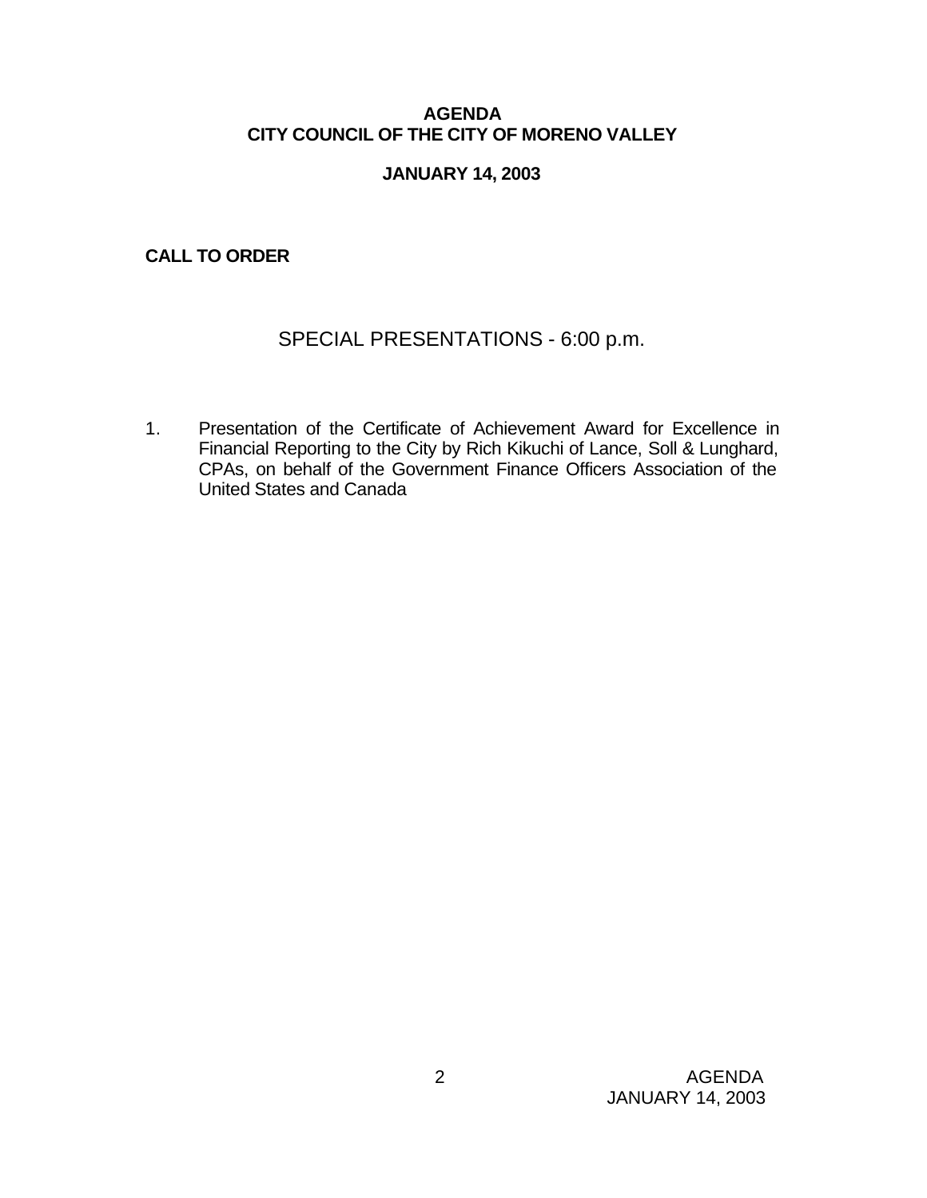# AGENDA
# CITY COUNCIL OF THE CITY OF MORENO VALLEY

**JANUARY 14, 2003**

**CALL TO ORDER**

## SPECIAL PRESENTATIONS - 6:00 p.m.

1. Presentation of the Certificate of Achievement Award for Excellence in Financial Reporting to the City by Rich Kikuchi of Lance, Soll & Lunghard, CPAs, on behalf of the Government Finance Officers Association of the United States and Canada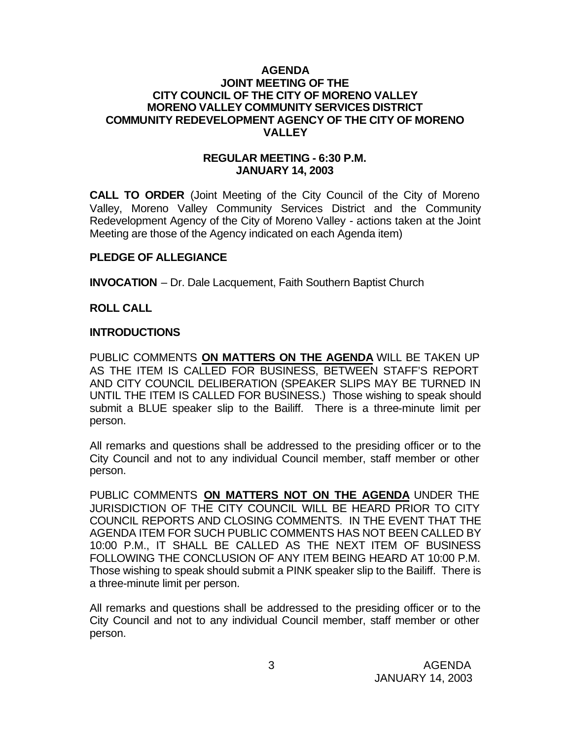**AGENDA**
**JOINT MEETING OF THE**
**CITY COUNCIL OF THE CITY OF MORENO VALLEY**
**MORENO VALLEY COMMUNITY SERVICES DISTRICT**
**COMMUNITY REDEVELOPMENT AGENCY OF THE CITY OF MORENO VALLEY**

**REGULAR MEETING - 6:30 P.M.**
**JANUARY 14, 2003**

**CALL TO ORDER** (Joint Meeting of the City Council of the City of Moreno Valley, Moreno Valley Community Services District and the Community Redevelopment Agency of the City of Moreno Valley - actions taken at the Joint Meeting are those of the Agency indicated on each Agenda item)

**PLEDGE OF ALLEGIANCE**

**INVOCATION** – Dr. Dale Lacquement, Faith Southern Baptist Church

**ROLL CALL**

**INTRODUCTIONS**

PUBLIC COMMENTS **ON MATTERS ON THE AGENDA** WILL BE TAKEN UP AS THE ITEM IS CALLED FOR BUSINESS, BETWEEN STAFF'S REPORT AND CITY COUNCIL DELIBERATION (SPEAKER SLIPS MAY BE TURNED IN UNTIL THE ITEM IS CALLED FOR BUSINESS.) Those wishing to speak should submit a BLUE speaker slip to the Bailiff. There is a three-minute limit per person.

All remarks and questions shall be addressed to the presiding officer or to the City Council and not to any individual Council member, staff member or other person.

PUBLIC COMMENTS **ON MATTERS NOT ON THE AGENDA** UNDER THE JURISDICTION OF THE CITY COUNCIL WILL BE HEARD PRIOR TO CITY COUNCIL REPORTS AND CLOSING COMMENTS. IN THE EVENT THAT THE AGENDA ITEM FOR SUCH PUBLIC COMMENTS HAS NOT BEEN CALLED BY 10:00 P.M., IT SHALL BE CALLED AS THE NEXT ITEM OF BUSINESS FOLLOWING THE CONCLUSION OF ANY ITEM BEING HEARD AT 10:00 P.M. Those wishing to speak should submit a PINK speaker slip to the Bailiff. There is a three-minute limit per person.

All remarks and questions shall be addressed to the presiding officer or to the City Council and not to any individual Council member, staff member or other person.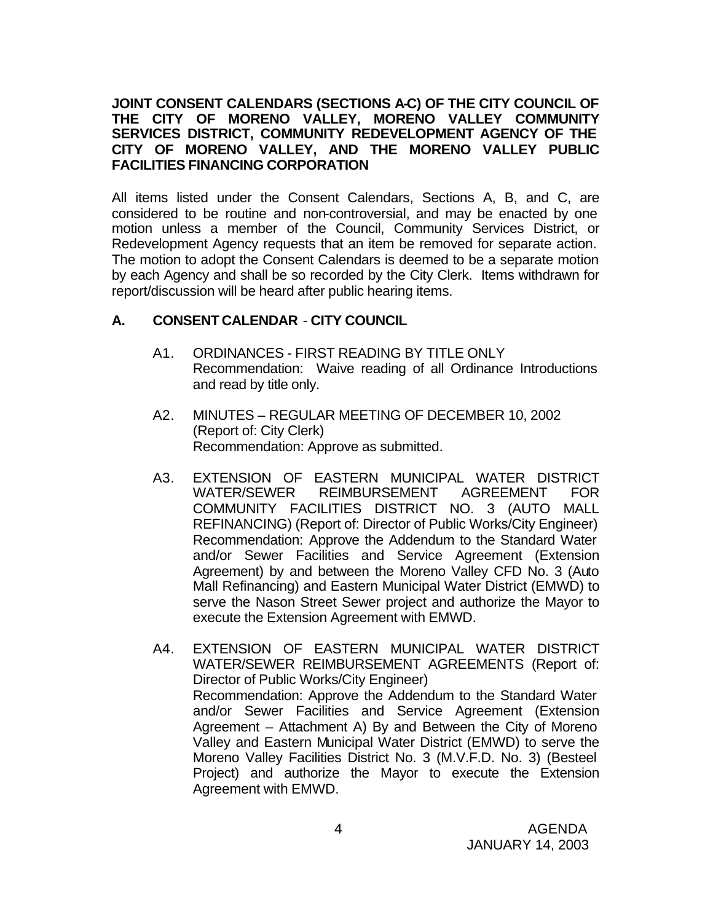**JOINT CONSENT CALENDARS (SECTIONS A-C) OF THE CITY COUNCIL OF THE CITY OF MORENO VALLEY, MORENO VALLEY COMMUNITY SERVICES DISTRICT, COMMUNITY REDEVELOPMENT AGENCY OF THE CITY OF MORENO VALLEY, AND THE MORENO VALLEY PUBLIC FACILITIES FINANCING CORPORATION**

All items listed under the Consent Calendars, Sections A, B, and C, are considered to be routine and non-controversial, and may be enacted by one motion unless a member of the Council, Community Services District, or Redevelopment Agency requests that an item be removed for separate action. The motion to adopt the Consent Calendars is deemed to be a separate motion by each Agency and shall be so recorded by the City Clerk. Items withdrawn for report/discussion will be heard after public hearing items.

## A. CONSENT CALENDAR - CITY COUNCIL

A1. ORDINANCES - FIRST READING BY TITLE ONLY
Recommendation: Waive reading of all Ordinance Introductions and read by title only.

A2. MINUTES – REGULAR MEETING OF DECEMBER 10, 2002 (Report of: City Clerk)
Recommendation: Approve as submitted.

A3. EXTENSION OF EASTERN MUNICIPAL WATER DISTRICT WATER/SEWER REIMBURSEMENT AGREEMENT FOR COMMUNITY FACILITIES DISTRICT NO. 3 (AUTO MALL REFINANCING) (Report of: Director of Public Works/City Engineer)
Recommendation: Approve the Addendum to the Standard Water and/or Sewer Facilities and Service Agreement (Extension Agreement) by and between the Moreno Valley CFD No. 3 (Auto Mall Refinancing) and Eastern Municipal Water District (EMWD) to serve the Nason Street Sewer project and authorize the Mayor to execute the Extension Agreement with EMWD.

A4. EXTENSION OF EASTERN MUNICIPAL WATER DISTRICT WATER/SEWER REIMBURSEMENT AGREEMENTS (Report of: Director of Public Works/City Engineer)
Recommendation: Approve the Addendum to the Standard Water and/or Sewer Facilities and Service Agreement (Extension Agreement – Attachment A) By and Between the City of Moreno Valley and Eastern Municipal Water District (EMWD) to serve the Moreno Valley Facilities District No. 3 (M.V.F.D. No. 3) (Besteel Project) and authorize the Mayor to execute the Extension Agreement with EMWD.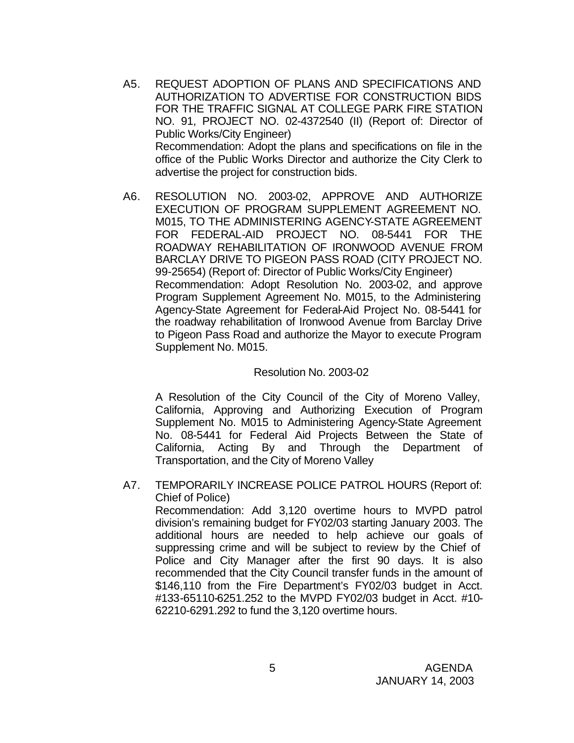A5. REQUEST ADOPTION OF PLANS AND SPECIFICATIONS AND AUTHORIZATION TO ADVERTISE FOR CONSTRUCTION BIDS FOR THE TRAFFIC SIGNAL AT COLLEGE PARK FIRE STATION NO. 91, PROJECT NO. 02-4372540 (II) (Report of: Director of Public Works/City Engineer)

Recommendation: Adopt the plans and specifications on file in the office of the Public Works Director and authorize the City Clerk to advertise the project for construction bids.

A6. RESOLUTION NO. 2003-02, APPROVE AND AUTHORIZE EXECUTION OF PROGRAM SUPPLEMENT AGREEMENT NO. M015, TO THE ADMINISTERING AGENCY-STATE AGREEMENT FOR FEDERAL-AID PROJECT NO. 08-5441 FOR THE ROADWAY REHABILITATION OF IRONWOOD AVENUE FROM BARCLAY DRIVE TO PIGEON PASS ROAD (CITY PROJECT NO. 99-25654) (Report of: Director of Public Works/City Engineer)

Recommendation: Adopt Resolution No. 2003-02, and approve Program Supplement Agreement No. M015, to the Administering Agency-State Agreement for Federal-Aid Project No. 08-5441 for the roadway rehabilitation of Ironwood Avenue from Barclay Drive to Pigeon Pass Road and authorize the Mayor to execute Program Supplement No. M015.

Resolution No. 2003-02

A Resolution of the City Council of the City of Moreno Valley, California, Approving and Authorizing Execution of Program Supplement No. M015 to Administering Agency-State Agreement No. 08-5441 for Federal Aid Projects Between the State of California, Acting By and Through the Department of Transportation, and the City of Moreno Valley

A7. TEMPORARILY INCREASE POLICE PATROL HOURS (Report of: Chief of Police)

Recommendation: Add 3,120 overtime hours to MVPD patrol division's remaining budget for FY02/03 starting January 2003. The additional hours are needed to help achieve our goals of suppressing crime and will be subject to review by the Chief of Police and City Manager after the first 90 days. It is also recommended that the City Council transfer funds in the amount of $146,110 from the Fire Department's FY02/03 budget in Acct. #133-65110-6251.252 to the MVPD FY02/03 budget in Acct. #10-62210-6291.292 to fund the 3,120 overtime hours.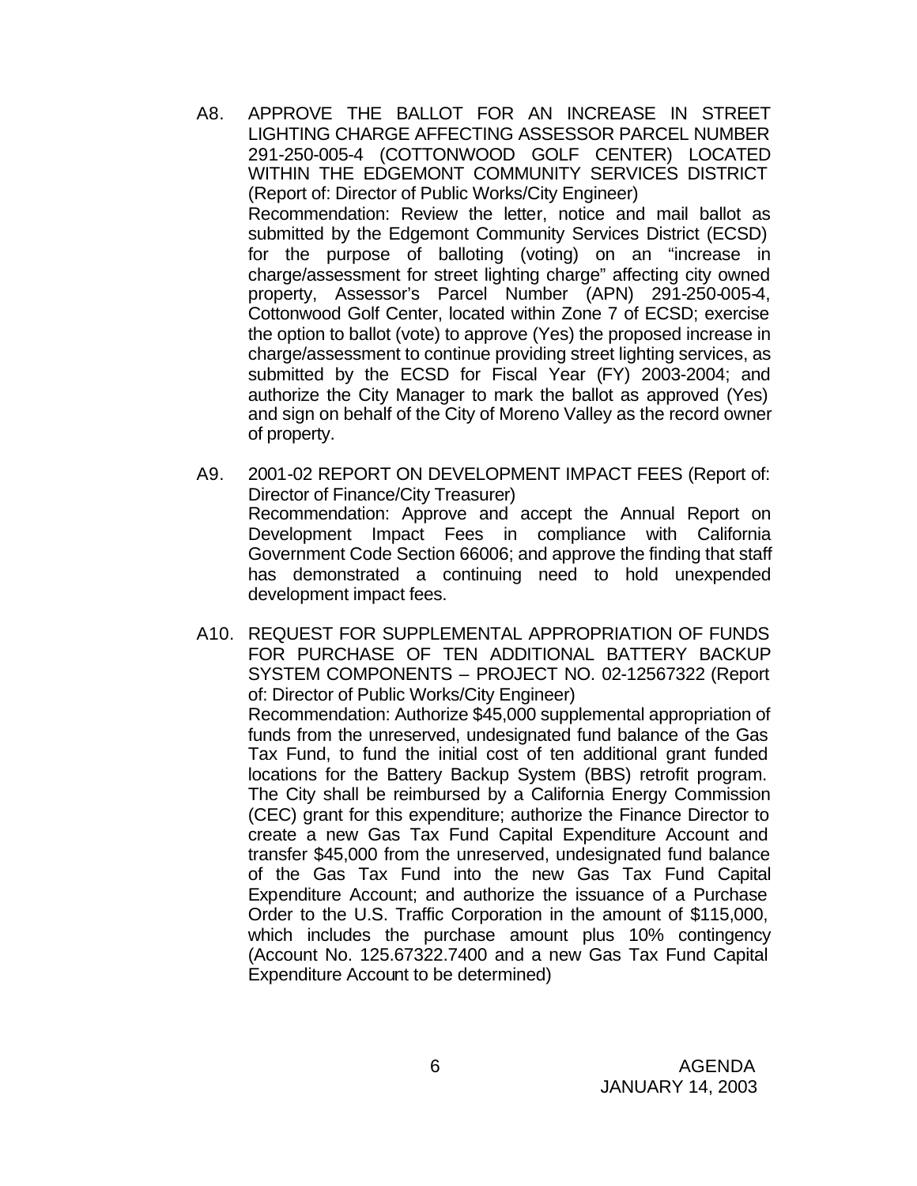A8. APPROVE THE BALLOT FOR AN INCREASE IN STREET LIGHTING CHARGE AFFECTING ASSESSOR PARCEL NUMBER 291-250-005-4 (COTTONWOOD GOLF CENTER) LOCATED WITHIN THE EDGEMONT COMMUNITY SERVICES DISTRICT (Report of: Director of Public Works/City Engineer)

Recommendation: Review the letter, notice and mail ballot as submitted by the Edgemont Community Services District (ECSD) for the purpose of balloting (voting) on an "increase in charge/assessment for street lighting charge" affecting city owned property, Assessor's Parcel Number (APN) 291-250-005-4, Cottonwood Golf Center, located within Zone 7 of ECSD; exercise the option to ballot (vote) to approve (Yes) the proposed increase in charge/assessment to continue providing street lighting services, as submitted by the ECSD for Fiscal Year (FY) 2003-2004; and authorize the City Manager to mark the ballot as approved (Yes) and sign on behalf of the City of Moreno Valley as the record owner of property.

A9. 2001-02 REPORT ON DEVELOPMENT IMPACT FEES (Report of: Director of Finance/City Treasurer)

Recommendation: Approve and accept the Annual Report on Development Impact Fees in compliance with California Government Code Section 66006; and approve the finding that staff has demonstrated a continuing need to hold unexpended development impact fees.

A10. REQUEST FOR SUPPLEMENTAL APPROPRIATION OF FUNDS FOR PURCHASE OF TEN ADDITIONAL BATTERY BACKUP SYSTEM COMPONENTS – PROJECT NO. 02-12567322 (Report of: Director of Public Works/City Engineer)

Recommendation: Authorize $45,000 supplemental appropriation of funds from the unreserved, undesignated fund balance of the Gas Tax Fund, to fund the initial cost of ten additional grant funded locations for the Battery Backup System (BBS) retrofit program. The City shall be reimbursed by a California Energy Commission (CEC) grant for this expenditure; authorize the Finance Director to create a new Gas Tax Fund Capital Expenditure Account and transfer $45,000 from the unreserved, undesignated fund balance of the Gas Tax Fund into the new Gas Tax Fund Capital Expenditure Account; and authorize the issuance of a Purchase Order to the U.S. Traffic Corporation in the amount of $115,000, which includes the purchase amount plus 10% contingency (Account No. 125.67322.7400 and a new Gas Tax Fund Capital Expenditure Account to be determined)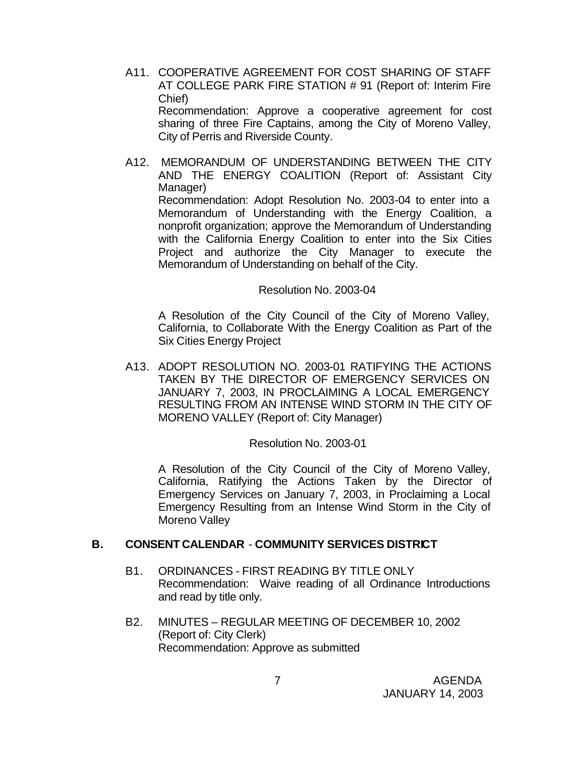A11. COOPERATIVE AGREEMENT FOR COST SHARING OF STAFF AT COLLEGE PARK FIRE STATION # 91 (Report of: Interim Fire Chief)
Recommendation: Approve a cooperative agreement for cost sharing of three Fire Captains, among the City of Moreno Valley, City of Perris and Riverside County.

A12. MEMORANDUM OF UNDERSTANDING BETWEEN THE CITY AND THE ENERGY COALITION (Report of: Assistant City Manager)
Recommendation: Adopt Resolution No. 2003-04 to enter into a Memorandum of Understanding with the Energy Coalition, a nonprofit organization; approve the Memorandum of Understanding with the California Energy Coalition to enter into the Six Cities Project and authorize the City Manager to execute the Memorandum of Understanding on behalf of the City.

Resolution No. 2003-04

A Resolution of the City Council of the City of Moreno Valley, California, to Collaborate With the Energy Coalition as Part of the Six Cities Energy Project

A13. ADOPT RESOLUTION NO. 2003-01 RATIFYING THE ACTIONS TAKEN BY THE DIRECTOR OF EMERGENCY SERVICES ON JANUARY 7, 2003, IN PROCLAIMING A LOCAL EMERGENCY RESULTING FROM AN INTENSE WIND STORM IN THE CITY OF MORENO VALLEY (Report of: City Manager)

Resolution No. 2003-01

A Resolution of the City Council of the City of Moreno Valley, California, Ratifying the Actions Taken by the Director of Emergency Services on January 7, 2003, in Proclaiming a Local Emergency Resulting from an Intense Wind Storm in the City of Moreno Valley

## B. CONSENT CALENDAR - COMMUNITY SERVICES DISTRICT

B1. ORDINANCES - FIRST READING BY TITLE ONLY
Recommendation: Waive reading of all Ordinance Introductions and read by title only.

B2. MINUTES – REGULAR MEETING OF DECEMBER 10, 2002 (Report of: City Clerk)
Recommendation: Approve as submitted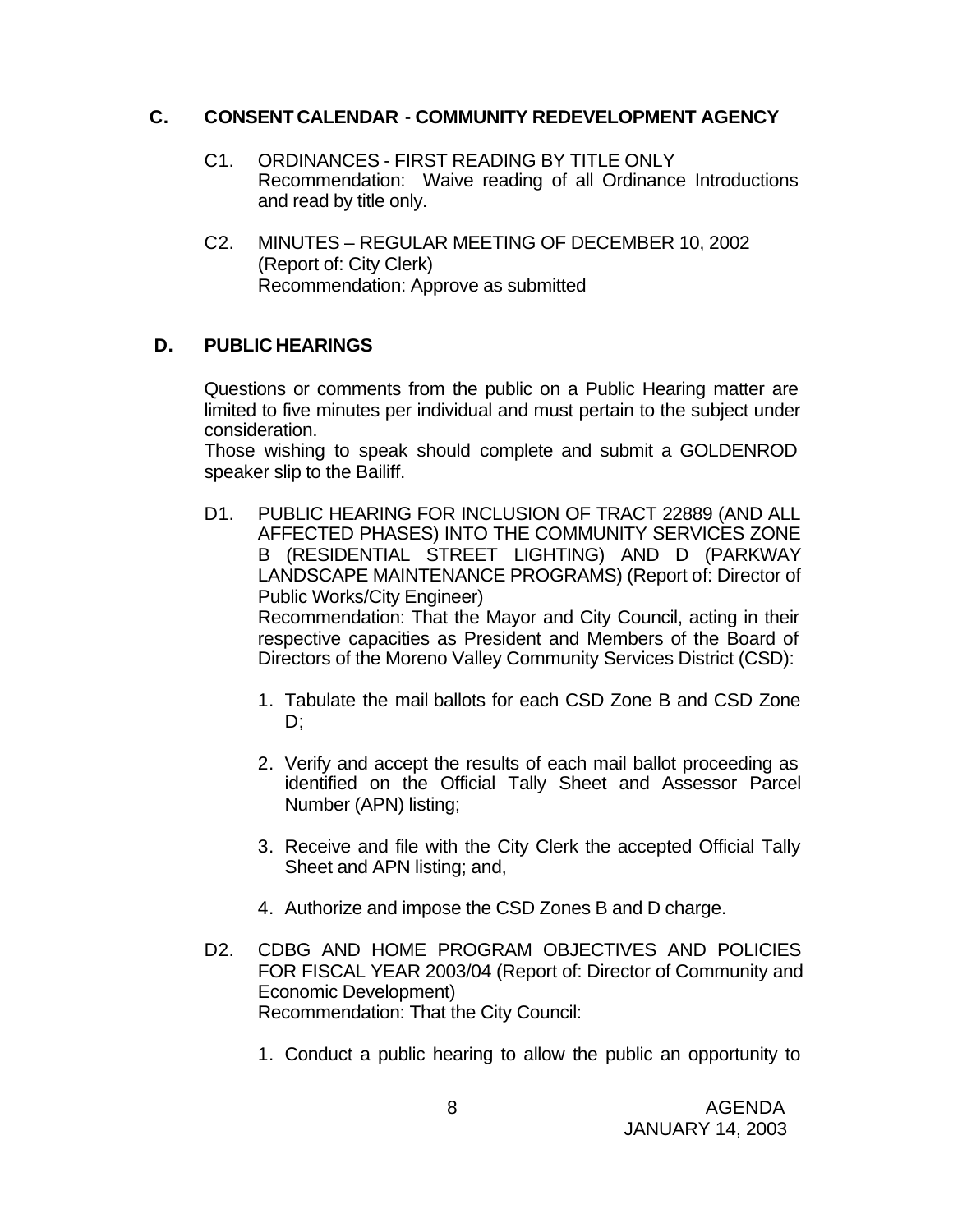## C. CONSENT CALENDAR - COMMUNITY REDEVELOPMENT AGENCY

C1. ORDINANCES - FIRST READING BY TITLE ONLY
Recommendation: Waive reading of all Ordinance Introductions and read by title only.

C2. MINUTES – REGULAR MEETING OF DECEMBER 10, 2002
(Report of: City Clerk)
Recommendation: Approve as submitted

## D. PUBLIC HEARINGS

Questions or comments from the public on a Public Hearing matter are limited to five minutes per individual and must pertain to the subject under consideration.
Those wishing to speak should complete and submit a GOLDENROD speaker slip to the Bailiff.

D1. PUBLIC HEARING FOR INCLUSION OF TRACT 22889 (AND ALL AFFECTED PHASES) INTO THE COMMUNITY SERVICES ZONE B (RESIDENTIAL STREET LIGHTING) AND D (PARKWAY LANDSCAPE MAINTENANCE PROGRAMS) (Report of: Director of Public Works/City Engineer)
Recommendation: That the Mayor and City Council, acting in their respective capacities as President and Members of the Board of Directors of the Moreno Valley Community Services District (CSD):

1. Tabulate the mail ballots for each CSD Zone B and CSD Zone D;
2. Verify and accept the results of each mail ballot proceeding as identified on the Official Tally Sheet and Assessor Parcel Number (APN) listing;
3. Receive and file with the City Clerk the accepted Official Tally Sheet and APN listing; and,
4. Authorize and impose the CSD Zones B and D charge.

D2. CDBG AND HOME PROGRAM OBJECTIVES AND POLICIES FOR FISCAL YEAR 2003/04 (Report of: Director of Community and Economic Development)
Recommendation: That the City Council:

1. Conduct a public hearing to allow the public an opportunity to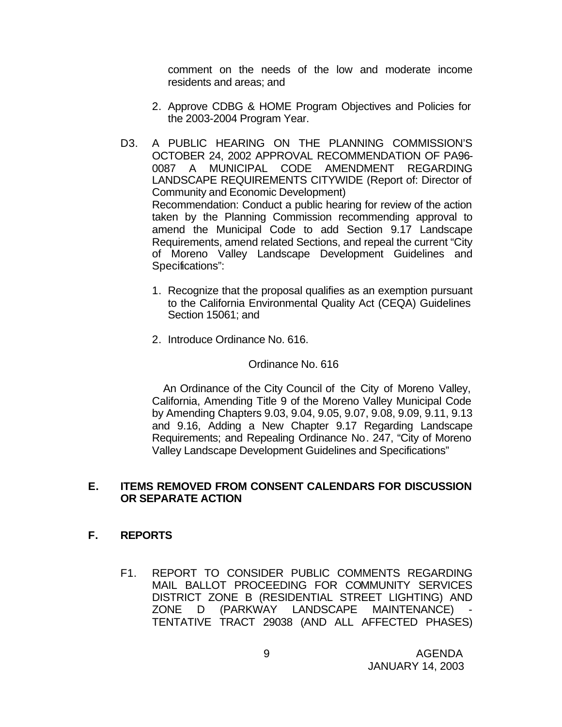comment on the needs of the low and moderate income residents and areas; and

2. Approve CDBG & HOME Program Objectives and Policies for the 2003-2004 Program Year.

D3. A PUBLIC HEARING ON THE PLANNING COMMISSION'S OCTOBER 24, 2002 APPROVAL RECOMMENDATION OF PA96-0087 A MUNICIPAL CODE AMENDMENT REGARDING LANDSCAPE REQUIREMENTS CITYWIDE (Report of: Director of Community and Economic Development)
Recommendation: Conduct a public hearing for review of the action taken by the Planning Commission recommending approval to amend the Municipal Code to add Section 9.17 Landscape Requirements, amend related Sections, and repeal the current "City of Moreno Valley Landscape Development Guidelines and Specifications":

1. Recognize that the proposal qualifies as an exemption pursuant to the California Environmental Quality Act (CEQA) Guidelines Section 15061; and

2. Introduce Ordinance No. 616.

Ordinance No. 616

An Ordinance of the City Council of the City of Moreno Valley, California, Amending Title 9 of the Moreno Valley Municipal Code by Amending Chapters 9.03, 9.04, 9.05, 9.07, 9.08, 9.09, 9.11, 9.13 and 9.16, Adding a New Chapter 9.17 Regarding Landscape Requirements; and Repealing Ordinance No. 247, "City of Moreno Valley Landscape Development Guidelines and Specifications"

## E. ITEMS REMOVED FROM CONSENT CALENDARS FOR DISCUSSION OR SEPARATE ACTION

## F. REPORTS

F1. REPORT TO CONSIDER PUBLIC COMMENTS REGARDING MAIL BALLOT PROCEEDING FOR COMMUNITY SERVICES DISTRICT ZONE B (RESIDENTIAL STREET LIGHTING) AND ZONE D (PARKWAY LANDSCAPE MAINTENANCE) - TENTATIVE TRACT 29038 (AND ALL AFFECTED PHASES)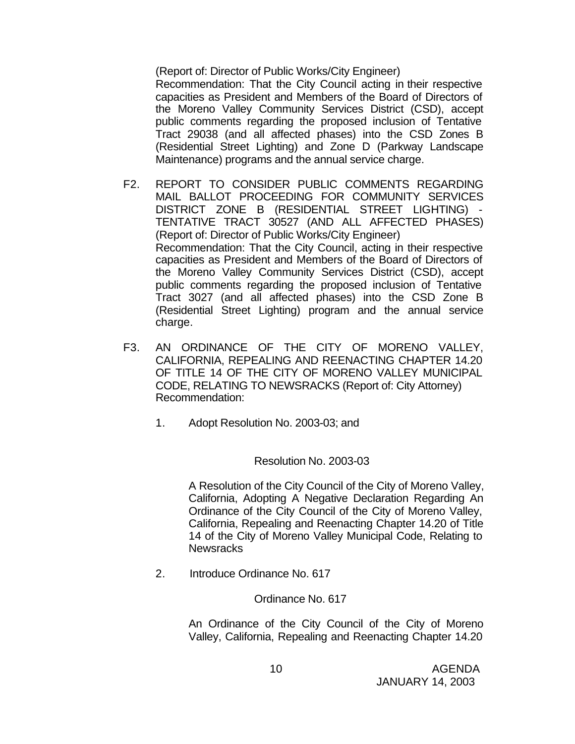(Report of: Director of Public Works/City Engineer)
Recommendation: That the City Council acting in their respective capacities as President and Members of the Board of Directors of the Moreno Valley Community Services District (CSD), accept public comments regarding the proposed inclusion of Tentative Tract 29038 (and all affected phases) into the CSD Zones B (Residential Street Lighting) and Zone D (Parkway Landscape Maintenance) programs and the annual service charge.

F2. REPORT TO CONSIDER PUBLIC COMMENTS REGARDING MAIL BALLOT PROCEEDING FOR COMMUNITY SERVICES DISTRICT ZONE B (RESIDENTIAL STREET LIGHTING) - TENTATIVE TRACT 30527 (AND ALL AFFECTED PHASES) (Report of: Director of Public Works/City Engineer)
Recommendation: That the City Council, acting in their respective capacities as President and Members of the Board of Directors of the Moreno Valley Community Services District (CSD), accept public comments regarding the proposed inclusion of Tentative Tract 3027 (and all affected phases) into the CSD Zone B (Residential Street Lighting) program and the annual service charge.

F3. AN ORDINANCE OF THE CITY OF MORENO VALLEY, CALIFORNIA, REPEALING AND REENACTING CHAPTER 14.20 OF TITLE 14 OF THE CITY OF MORENO VALLEY MUNICIPAL CODE, RELATING TO NEWSRACKS (Report of: City Attorney)
Recommendation:

1. Adopt Resolution No. 2003-03; and

   Resolution No. 2003-03

   A Resolution of the City Council of the City of Moreno Valley, California, Adopting A Negative Declaration Regarding An Ordinance of the City Council of the City of Moreno Valley, California, Repealing and Reenacting Chapter 14.20 of Title 14 of the City of Moreno Valley Municipal Code, Relating to Newsracks

2. Introduce Ordinance No. 617

   Ordinance No. 617

   An Ordinance of the City Council of the City of Moreno Valley, California, Repealing and Reenacting Chapter 14.20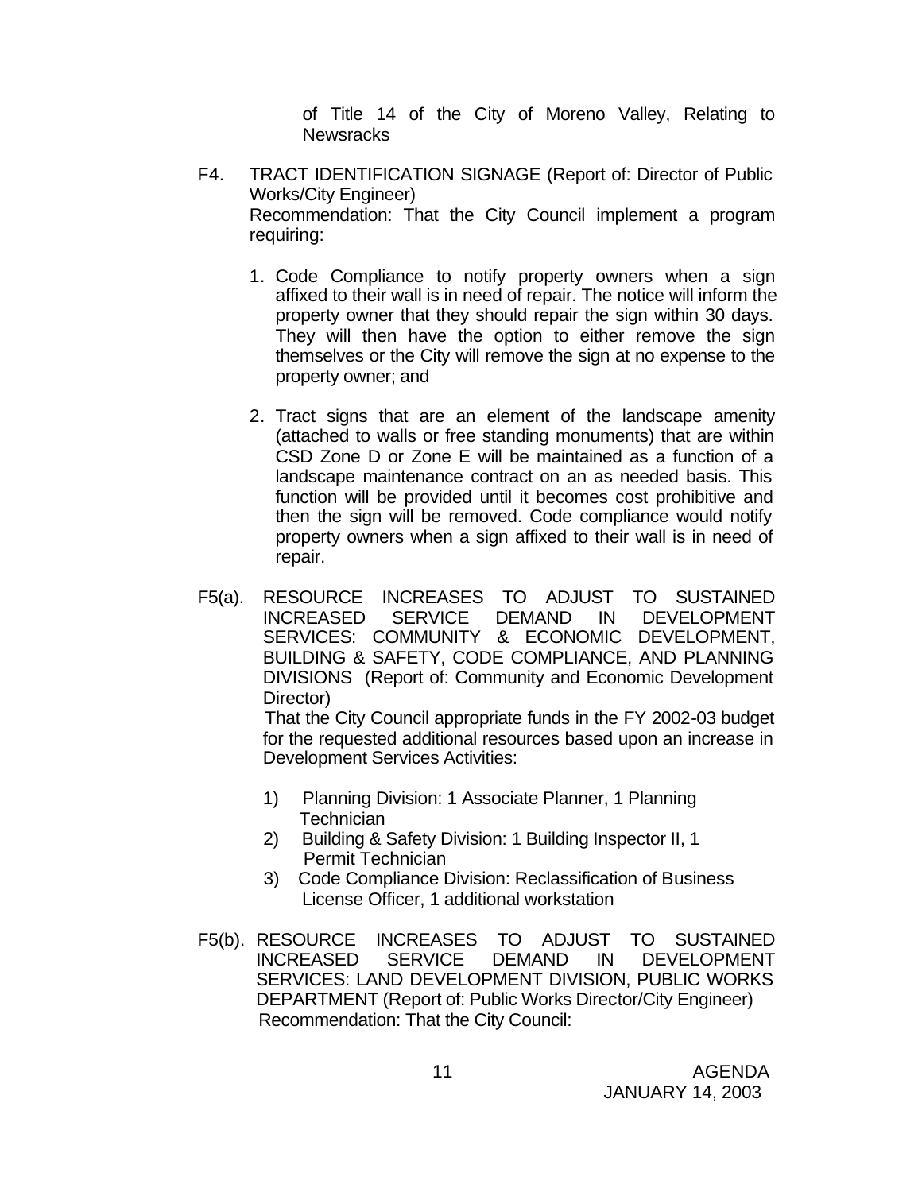of Title 14 of the City of Moreno Valley, Relating to Newsracks

F4. TRACT IDENTIFICATION SIGNAGE (Report of: Director of Public Works/City Engineer)
Recommendation: That the City Council implement a program requiring:

1. Code Compliance to notify property owners when a sign affixed to their wall is in need of repair. The notice will inform the property owner that they should repair the sign within 30 days. They will then have the option to either remove the sign themselves or the City will remove the sign at no expense to the property owner; and

2. Tract signs that are an element of the landscape amenity (attached to walls or free standing monuments) that are within CSD Zone D or Zone E will be maintained as a function of a landscape maintenance contract on an as needed basis. This function will be provided until it becomes cost prohibitive and then the sign will be removed. Code compliance would notify property owners when a sign affixed to their wall is in need of repair.

F5(a). RESOURCE INCREASES TO ADJUST TO SUSTAINED INCREASED SERVICE DEMAND IN DEVELOPMENT SERVICES: COMMUNITY & ECONOMIC DEVELOPMENT, BUILDING & SAFETY, CODE COMPLIANCE, AND PLANNING DIVISIONS (Report of: Community and Economic Development Director)
That the City Council appropriate funds in the FY 2002-03 budget for the requested additional resources based upon an increase in Development Services Activities:

1) Planning Division: 1 Associate Planner, 1 Planning Technician
2) Building & Safety Division: 1 Building Inspector II, 1 Permit Technician
3) Code Compliance Division: Reclassification of Business License Officer, 1 additional workstation

F5(b). RESOURCE INCREASES TO ADJUST TO SUSTAINED INCREASED SERVICE DEMAND IN DEVELOPMENT SERVICES: LAND DEVELOPMENT DIVISION, PUBLIC WORKS DEPARTMENT (Report of: Public Works Director/City Engineer)
Recommendation: That the City Council: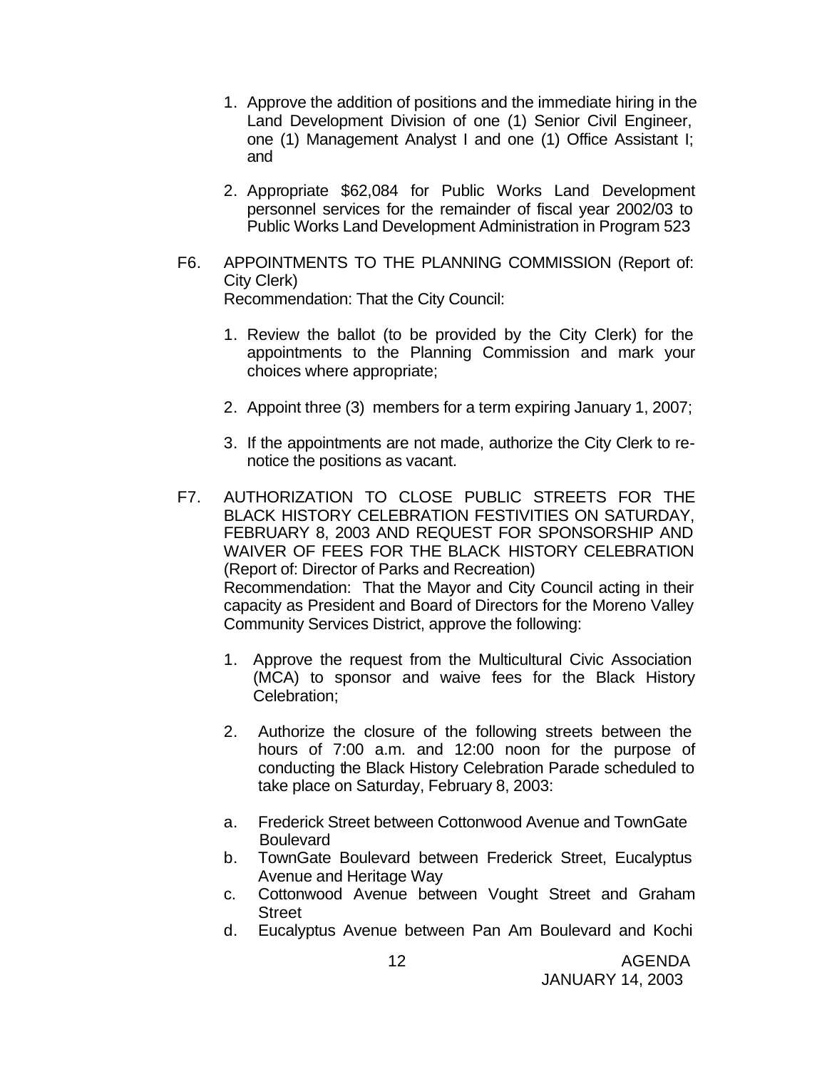1. Approve the addition of positions and the immediate hiring in the Land Development Division of one (1) Senior Civil Engineer, one (1) Management Analyst I and one (1) Office Assistant I; and

2. Appropriate $62,084 for Public Works Land Development personnel services for the remainder of fiscal year 2002/03 to Public Works Land Development Administration in Program 523

F6. APPOINTMENTS TO THE PLANNING COMMISSION (Report of: City Clerk)
Recommendation: That the City Council:

1. Review the ballot (to be provided by the City Clerk) for the appointments to the Planning Commission and mark your choices where appropriate;

2. Appoint three (3) members for a term expiring January 1, 2007;

3. If the appointments are not made, authorize the City Clerk to re-notice the positions as vacant.

F7. AUTHORIZATION TO CLOSE PUBLIC STREETS FOR THE BLACK HISTORY CELEBRATION FESTIVITIES ON SATURDAY, FEBRUARY 8, 2003 AND REQUEST FOR SPONSORSHIP AND WAIVER OF FEES FOR THE BLACK HISTORY CELEBRATION (Report of: Director of Parks and Recreation)
Recommendation: That the Mayor and City Council acting in their capacity as President and Board of Directors for the Moreno Valley Community Services District, approve the following:

1. Approve the request from the Multicultural Civic Association (MCA) to sponsor and waive fees for the Black History Celebration;

2. Authorize the closure of the following streets between the hours of 7:00 a.m. and 12:00 noon for the purpose of conducting the Black History Celebration Parade scheduled to take place on Saturday, February 8, 2003:

   a. Frederick Street between Cottonwood Avenue and TownGate Boulevard
   b. TownGate Boulevard between Frederick Street, Eucalyptus Avenue and Heritage Way
   c. Cottonwood Avenue between Vought Street and Graham Street
   d. Eucalyptus Avenue between Pan Am Boulevard and Kochi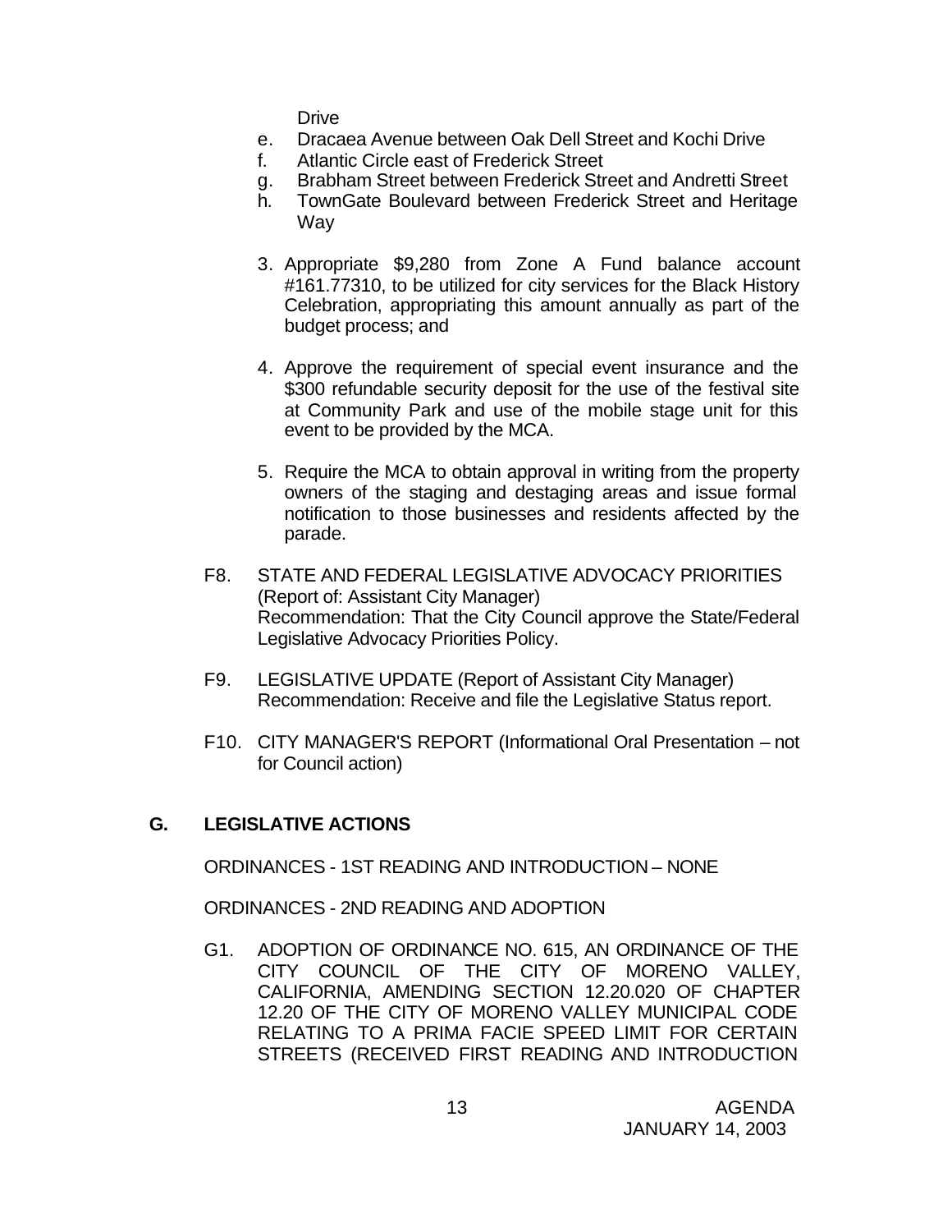Drive

e. Dracaea Avenue between Oak Dell Street and Kochi Drive
f. Atlantic Circle east of Frederick Street
g. Brabham Street between Frederick Street and Andretti Street
h. TownGate Boulevard between Frederick Street and Heritage Way

3. Appropriate $9,280 from Zone A Fund balance account #161.77310, to be utilized for city services for the Black History Celebration, appropriating this amount annually as part of the budget process; and

4. Approve the requirement of special event insurance and the $300 refundable security deposit for the use of the festival site at Community Park and use of the mobile stage unit for this event to be provided by the MCA.

5. Require the MCA to obtain approval in writing from the property owners of the staging and destaging areas and issue formal notification to those businesses and residents affected by the parade.

F8. STATE AND FEDERAL LEGISLATIVE ADVOCACY PRIORITIES (Report of: Assistant City Manager)
Recommendation: That the City Council approve the State/Federal Legislative Advocacy Priorities Policy.

F9. LEGISLATIVE UPDATE (Report of Assistant City Manager)
Recommendation: Receive and file the Legislative Status report.

F10. CITY MANAGER'S REPORT (Informational Oral Presentation – not for Council action)

## G. LEGISLATIVE ACTIONS

ORDINANCES - 1ST READING AND INTRODUCTION – NONE

ORDINANCES - 2ND READING AND ADOPTION

G1. ADOPTION OF ORDINANCE NO. 615, AN ORDINANCE OF THE CITY COUNCIL OF THE CITY OF MORENO VALLEY, CALIFORNIA, AMENDING SECTION 12.20.020 OF CHAPTER 12.20 OF THE CITY OF MORENO VALLEY MUNICIPAL CODE RELATING TO A PRIMA FACIE SPEED LIMIT FOR CERTAIN STREETS (RECEIVED FIRST READING AND INTRODUCTION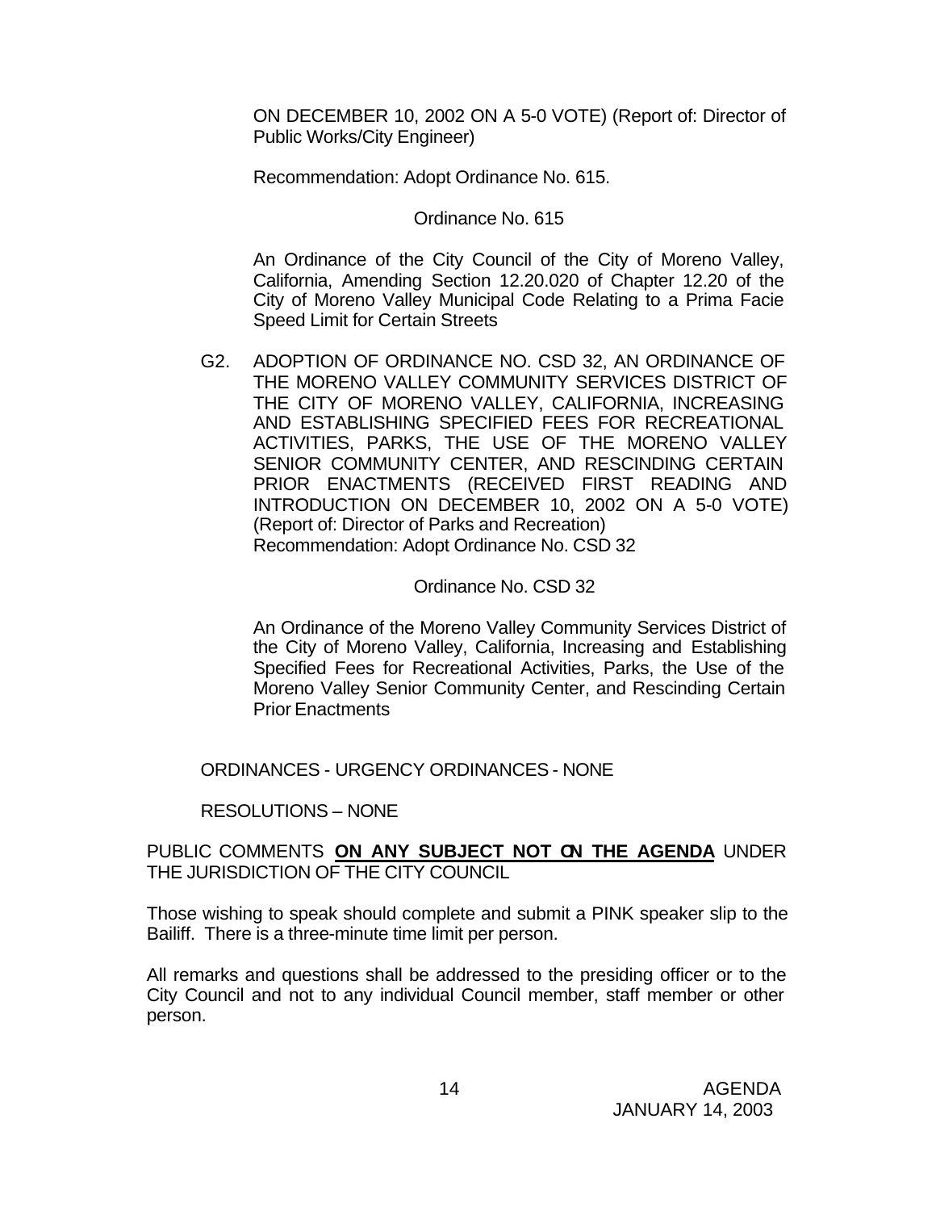ON DECEMBER 10, 2002 ON A 5-0 VOTE) (Report of: Director of Public Works/City Engineer)

Recommendation: Adopt Ordinance No. 615.

Ordinance No. 615

An Ordinance of the City Council of the City of Moreno Valley, California, Amending Section 12.20.020 of Chapter 12.20 of the City of Moreno Valley Municipal Code Relating to a Prima Facie Speed Limit for Certain Streets

G2. ADOPTION OF ORDINANCE NO. CSD 32, AN ORDINANCE OF THE MORENO VALLEY COMMUNITY SERVICES DISTRICT OF THE CITY OF MORENO VALLEY, CALIFORNIA, INCREASING AND ESTABLISHING SPECIFIED FEES FOR RECREATIONAL ACTIVITIES, PARKS, THE USE OF THE MORENO VALLEY SENIOR COMMUNITY CENTER, AND RESCINDING CERTAIN PRIOR ENACTMENTS (RECEIVED FIRST READING AND INTRODUCTION ON DECEMBER 10, 2002 ON A 5-0 VOTE) (Report of: Director of Parks and Recreation)
Recommendation: Adopt Ordinance No. CSD 32

Ordinance No. CSD 32

An Ordinance of the Moreno Valley Community Services District of the City of Moreno Valley, California, Increasing and Establishing Specified Fees for Recreational Activities, Parks, the Use of the Moreno Valley Senior Community Center, and Rescinding Certain Prior Enactments

ORDINANCES - URGENCY ORDINANCES - NONE

RESOLUTIONS – NONE

PUBLIC COMMENTS **ON ANY SUBJECT NOT ON THE AGENDA** UNDER THE JURISDICTION OF THE CITY COUNCIL

Those wishing to speak should complete and submit a PINK speaker slip to the Bailiff. There is a three-minute time limit per person.

All remarks and questions shall be addressed to the presiding officer or to the City Council and not to any individual Council member, staff member or other person.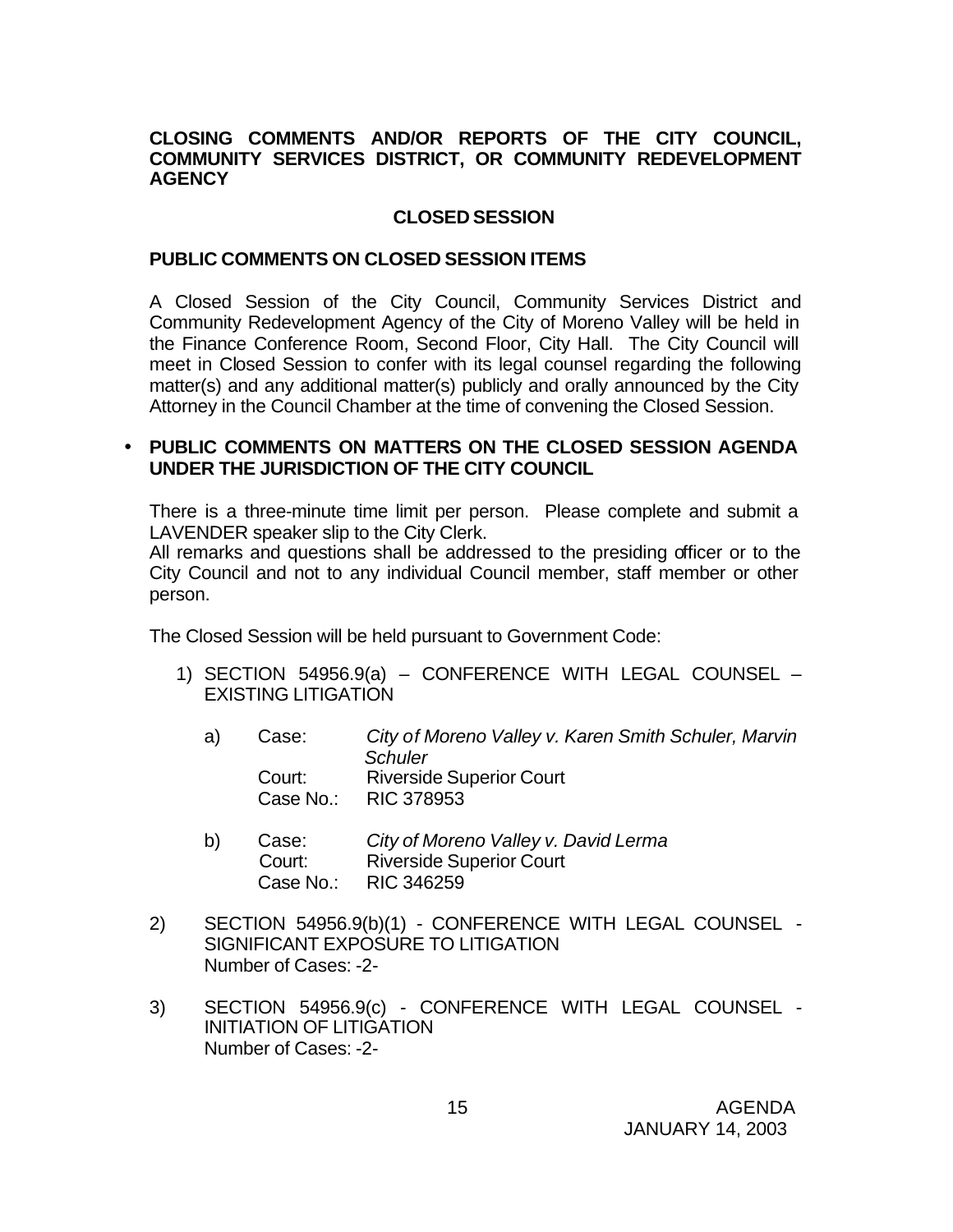**CLOSING COMMENTS AND/OR REPORTS OF THE CITY COUNCIL, COMMUNITY SERVICES DISTRICT, OR COMMUNITY REDEVELOPMENT AGENCY**

## CLOSED SESSION

**PUBLIC COMMENTS ON CLOSED SESSION ITEMS**

A Closed Session of the City Council, Community Services District and Community Redevelopment Agency of the City of Moreno Valley will be held in the Finance Conference Room, Second Floor, City Hall. The City Council will meet in Closed Session to confer with its legal counsel regarding the following matter(s) and any additional matter(s) publicly and orally announced by the City Attorney in the Council Chamber at the time of convening the Closed Session.

- **PUBLIC COMMENTS ON MATTERS ON THE CLOSED SESSION AGENDA UNDER THE JURISDICTION OF THE CITY COUNCIL**

  There is a three-minute time limit per person. Please complete and submit a LAVENDER speaker slip to the City Clerk.
  All remarks and questions shall be addressed to the presiding officer or to the City Council and not to any individual Council member, staff member or other person.

  The Closed Session will be held pursuant to Government Code:

  1) SECTION 54956.9(a) – CONFERENCE WITH LEGAL COUNSEL – EXISTING LITIGATION

     a) Case: *City of Moreno Valley v. Karen Smith Schuler, Marvin Schuler*
        Court: Riverside Superior Court
        Case No.: RIC 378953

     b) Case: *City of Moreno Valley v. David Lerma*
        Court: Riverside Superior Court
        Case No.: RIC 346259

  2) SECTION 54956.9(b)(1) - CONFERENCE WITH LEGAL COUNSEL - SIGNIFICANT EXPOSURE TO LITIGATION
     Number of Cases: -2-

  3) SECTION 54956.9(c) - CONFERENCE WITH LEGAL COUNSEL - INITIATION OF LITIGATION
     Number of Cases: -2-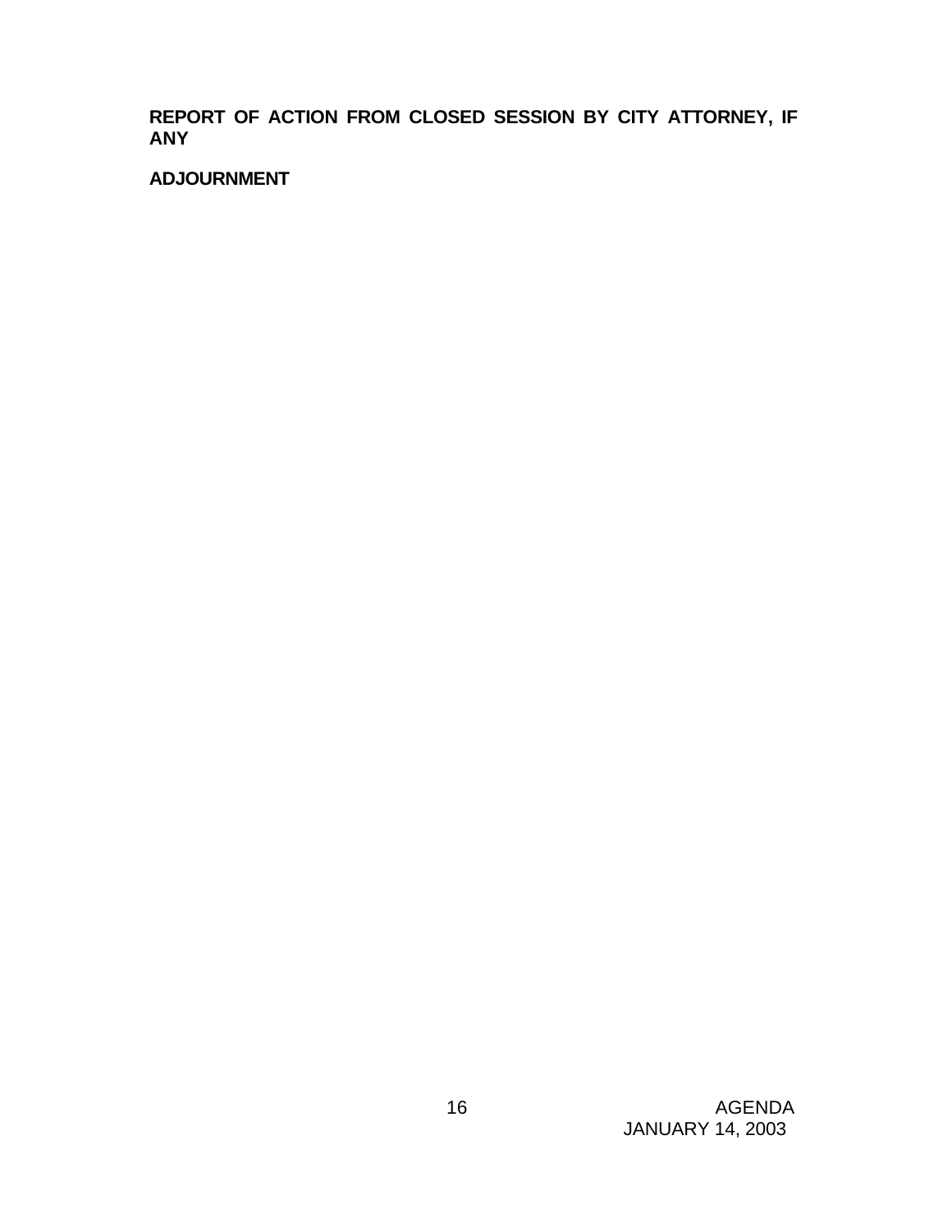**REPORT OF ACTION FROM CLOSED SESSION BY CITY ATTORNEY, IF ANY**

**ADJOURNMENT**